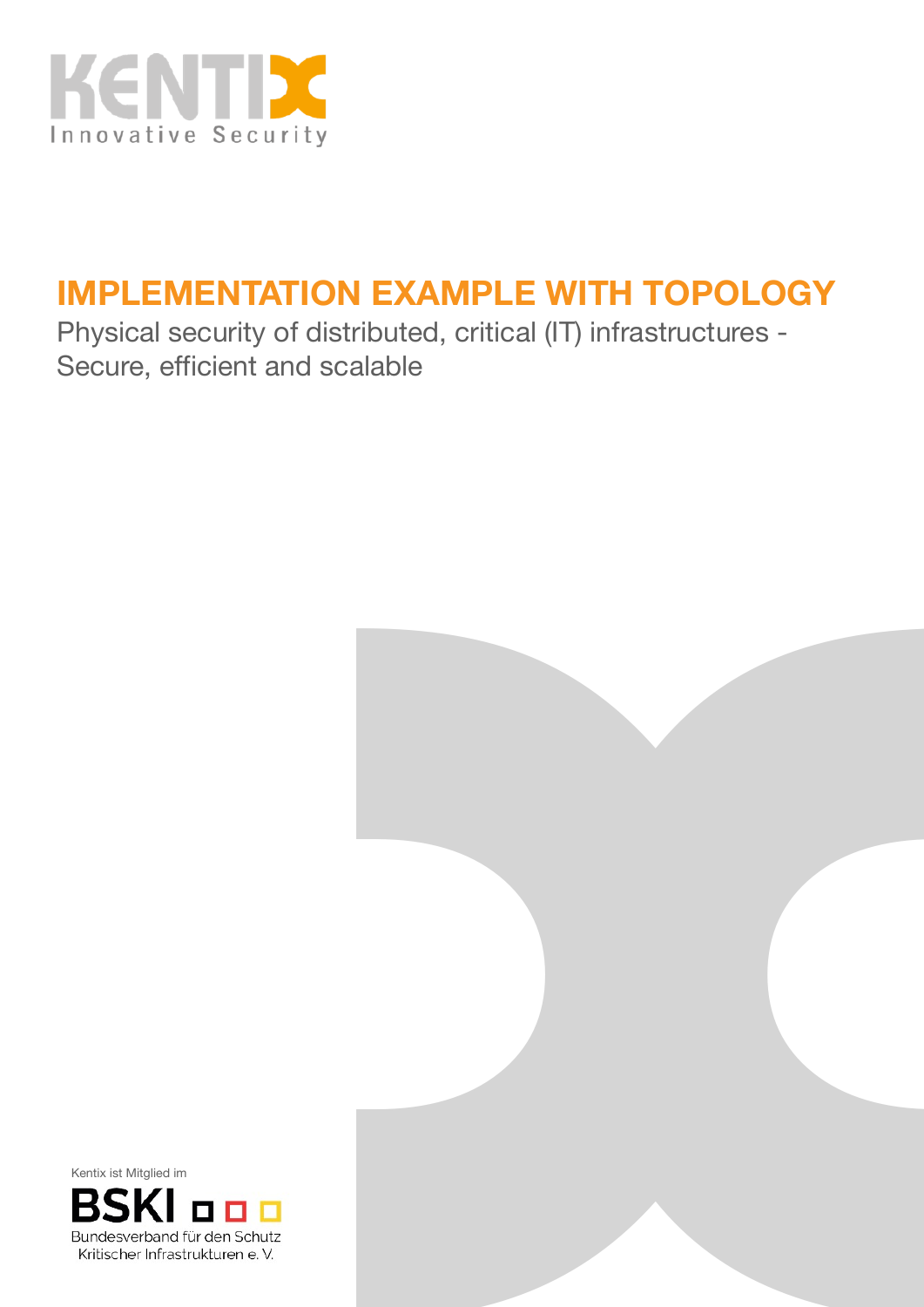KENTIX
Innovative Security

# IMPLEMENTATION EXAMPLE WITH TOPOLOGY

Physical security of distributed, critical (IT) infrastructures - Secure, efficient and scalable

Kentix ist Mitglied im

BSKI

Bundesverband für den Schutz Kritischer Infrastrukturen e. V.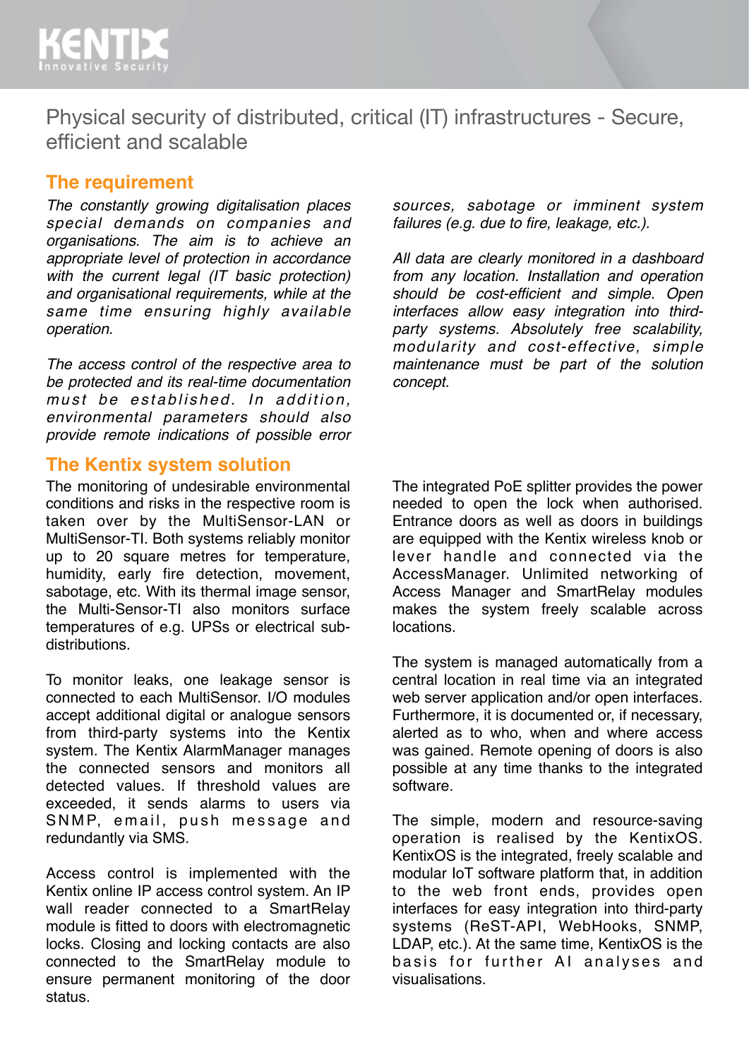# Physical security of distributed, critical (IT) infrastructures - Secure, efficient and scalable

## The requirement

*The constantly growing digitalisation places special demands on companies and organisations. The aim is to achieve an appropriate level of protection in accordance with the current legal (IT basic protection) and organisational requirements, while at the same time ensuring highly available operation.*

*The access control of the respective area to be protected and its real-time documentation must be established. In addition, environmental parameters should also provide remote indications of possible error sources, sabotage or imminent system failures (e.g. due to fire, leakage, etc.).*

*All data are clearly monitored in a dashboard from any location. Installation and operation should be cost-efficient and simple. Open interfaces allow easy integration into third-party systems. Absolutely free scalability, modularity and cost-effective, simple maintenance must be part of the solution concept.*

## The Kentix system solution

The monitoring of undesirable environmental conditions and risks in the respective room is taken over by the MultiSensor-LAN or MultiSensor-TI. Both systems reliably monitor up to 20 square metres for temperature, humidity, early fire detection, movement, sabotage, etc. With its thermal image sensor, the Multi-Sensor-TI also monitors surface temperatures of e.g. UPSs or electrical sub-distributions.

To monitor leaks, one leakage sensor is connected to each MultiSensor. I/O modules accept additional digital or analogue sensors from third-party systems into the Kentix system. The Kentix AlarmManager manages the connected sensors and monitors all detected values. If threshold values are exceeded, it sends alarms to users via SNMP, email, push message and redundantly via SMS.

Access control is implemented with the Kentix online IP access control system. An IP wall reader connected to a SmartRelay module is fitted to doors with electromagnetic locks. Closing and locking contacts are also connected to the SmartRelay module to ensure permanent monitoring of the door status.

The integrated PoE splitter provides the power needed to open the lock when authorised. Entrance doors as well as doors in buildings are equipped with the Kentix wireless knob or lever handle and connected via the AccessManager. Unlimited networking of Access Manager and SmartRelay modules makes the system freely scalable across locations.

The system is managed automatically from a central location in real time via an integrated web server application and/or open interfaces. Furthermore, it is documented or, if necessary, alerted as to who, when and where access was gained. Remote opening of doors is also possible at any time thanks to the integrated software.

The simple, modern and resource-saving operation is realised by the KentixOS. KentixOS is the integrated, freely scalable and modular IoT software platform that, in addition to the web front ends, provides open interfaces for easy integration into third-party systems (ReST-API, WebHooks, SNMP, LDAP, etc.). At the same time, KentixOS is the basis for further AI analyses and visualisations.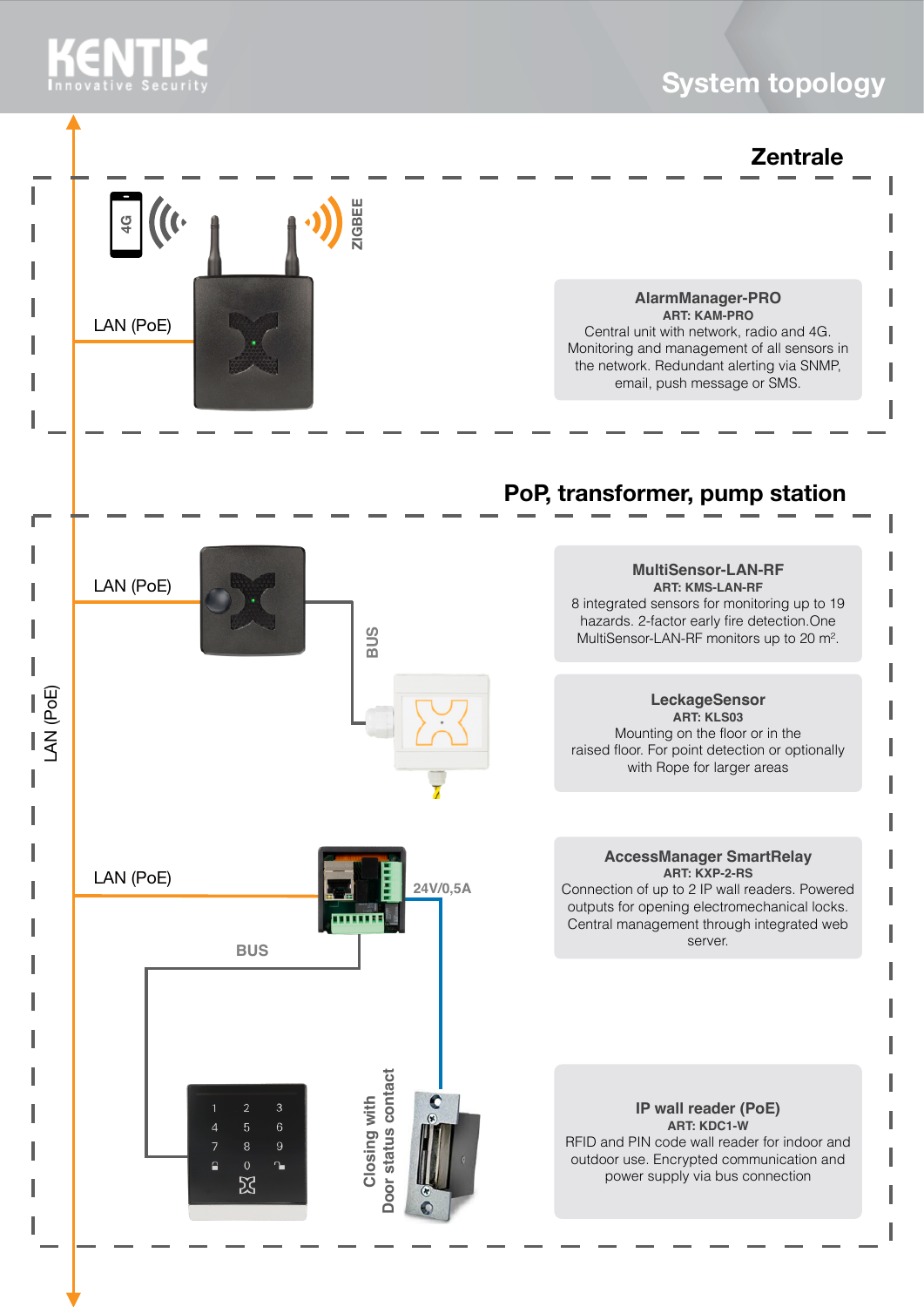# System topology

## Zentrale

4G

ZIGBEE

LAN (PoE)

**AlarmManager-PRO**
**ART: KAM-PRO**
Central unit with network, radio and 4G. Monitoring and management of all sensors in the network. Redundant alerting via SNMP, email, push message or SMS.

## PoP, transformer, pump station

LAN (PoE)

LAN (PoE)

BUS

**MultiSensor-LAN-RF**
**ART: KMS-LAN-RF**
8 integrated sensors for monitoring up to 19 hazards. 2-factor early fire detection.One MultiSensor-LAN-RF monitors up to 20 m².

**LeckageSensor**
**ART: KLS03**
Mounting on the floor or in the raised floor. For point detection or optionally with Rope for larger areas

LAN (PoE)

24V/0,5A

BUS

**AccessManager SmartRelay**
**ART: KXP-2-RS**
Connection of up to 2 IP wall readers. Powered outputs for opening electromechanical locks. Central management through integrated web server.

Closing with Door status contact

**IP wall reader (PoE)**
**ART: KDC1-W**
RFID and PIN code wall reader for indoor and outdoor use. Encrypted communication and power supply via bus connection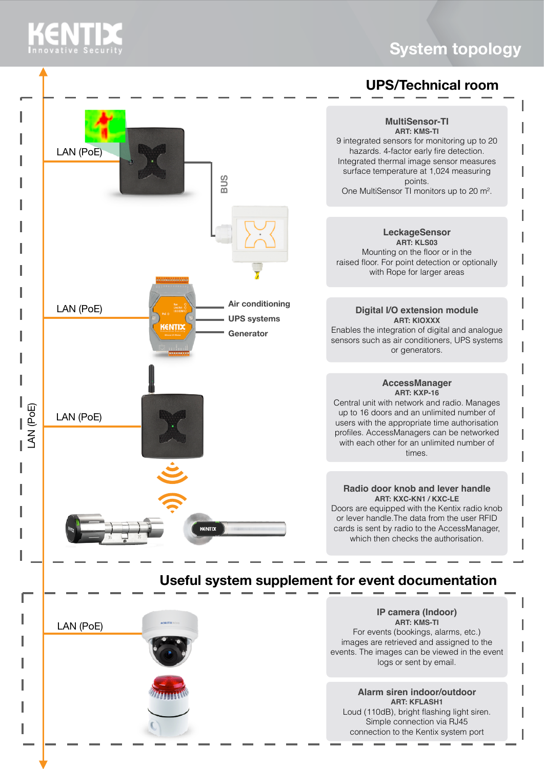# System topology

## UPS/Technical room

LAN (PoE)

BUS

LAN (PoE)

Air conditioning
UPS systems
Generator

LAN (PoE)

LAN (PoE)

### MultiSensor-TI

**ART: KMS-TI**

9 integrated sensors for monitoring up to 20 hazards. 4-factor early fire detection. Integrated thermal image sensor measures surface temperature at 1,024 measuring points.
One MultiSensor TI monitors up to 20 m².

### LeckageSensor

**ART: KLS03**

Mounting on the floor or in the raised floor. For point detection or optionally with Rope for larger areas

### Digital I/O extension module

**ART: KIOXXX**

Enables the integration of digital and analogue sensors such as air conditioners, UPS systems or generators.

### AccessManager

**ART: KXP-16**

Central unit with network and radio. Manages up to 16 doors and an unlimited number of users with the appropriate time authorisation profiles. AccessManagers can be networked with each other for an unlimited number of times.

### Radio door knob and lever handle

**ART: KXC-KN1 / KXC-LE**

Doors are equipped with the Kentix radio knob or lever handle.The data from the user RFID cards is sent by radio to the AccessManager, which then checks the authorisation.

## Useful system supplement for event documentation

LAN (PoE)

### IP camera (Indoor)

**ART: KMS-TI**

For events (bookings, alarms, etc.) images are retrieved and assigned to the events. The images can be viewed in the event logs or sent by email.

### Alarm siren indoor/outdoor

**ART: KFLASH1**

Loud (110dB), bright flashing light siren. Simple connection via RJ45 connection to the Kentix system port